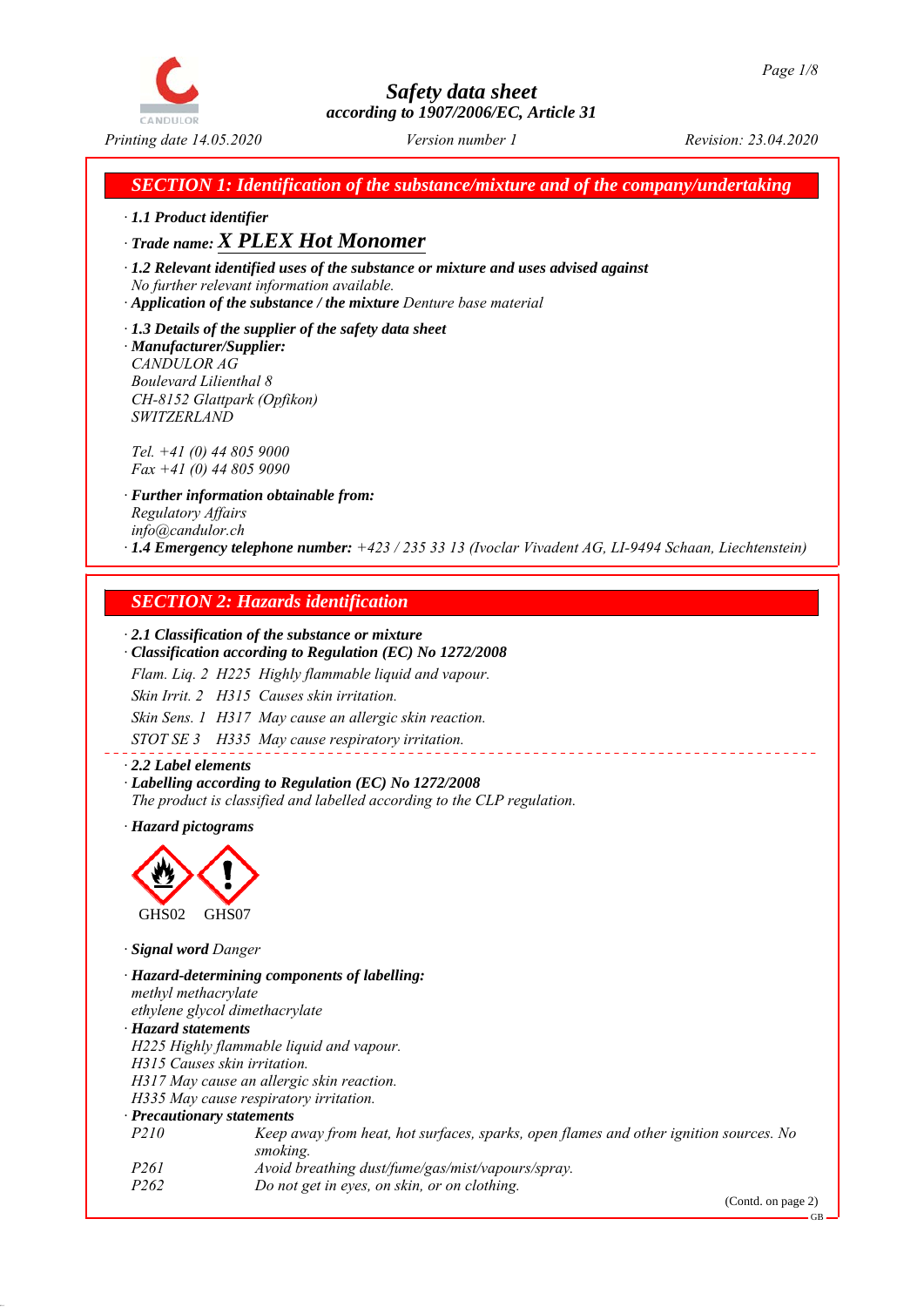# Safety data sheet
**according to 1907/2006/EC, Article 31**

*Printing date 14.05.2020* — *Version number 1* — *Revision: 23.04.2020*

## SECTION 1: Identification of the substance/mixture and of the company/undertaking

· **1.1 Product identifier**

· **Trade name: X PLEX Hot Monomer**

· **1.2 Relevant identified uses of the substance or mixture and uses advised against**
*No further relevant information available.*

· **Application of the substance / the mixture** *Denture base material*

· **1.3 Details of the supplier of the safety data sheet**

· **Manufacturer/Supplier:**
*CANDULOR AG*
*Boulevard Lilienthal 8*
*CH-8152 Glattpark (Opfikon)*
*SWITZERLAND*

*Tel. +41 (0) 44 805 9000*
*Fax +41 (0) 44 805 9090*

· **Further information obtainable from:**
*Regulatory Affairs*
*info@candulor.ch*

· **1.4 Emergency telephone number:** *+423 / 235 33 13 (Ivoclar Vivadent AG, LI-9494 Schaan, Liechtenstein)*

## SECTION 2: Hazards identification

· **2.1 Classification of the substance or mixture**

· **Classification according to Regulation (EC) No 1272/2008**

*Flam. Liq. 2 H225 Highly flammable liquid and vapour.*

*Skin Irrit. 2 H315 Causes skin irritation.*

*Skin Sens. 1 H317 May cause an allergic skin reaction.*

*STOT SE 3 H335 May cause respiratory irritation.*

· **2.2 Label elements**

· **Labelling according to Regulation (EC) No 1272/2008**
*The product is classified and labelled according to the CLP regulation.*

· **Hazard pictograms**

GHS02 GHS07

· **Signal word** *Danger*

· **Hazard-determining components of labelling:**
*methyl methacrylate*
*ethylene glycol dimethacrylate*

· **Hazard statements**
*H225 Highly flammable liquid and vapour.*
*H315 Causes skin irritation.*
*H317 May cause an allergic skin reaction.*
*H335 May cause respiratory irritation.*

· **Precautionary statements**

| | |
|---|---|
| P210 | Keep away from heat, hot surfaces, sparks, open flames and other ignition sources. No smoking. |
| P261 | Avoid breathing dust/fume/gas/mist/vapours/spray. |
| P262 | Do not get in eyes, on skin, or on clothing. |

(Contd. on page 2)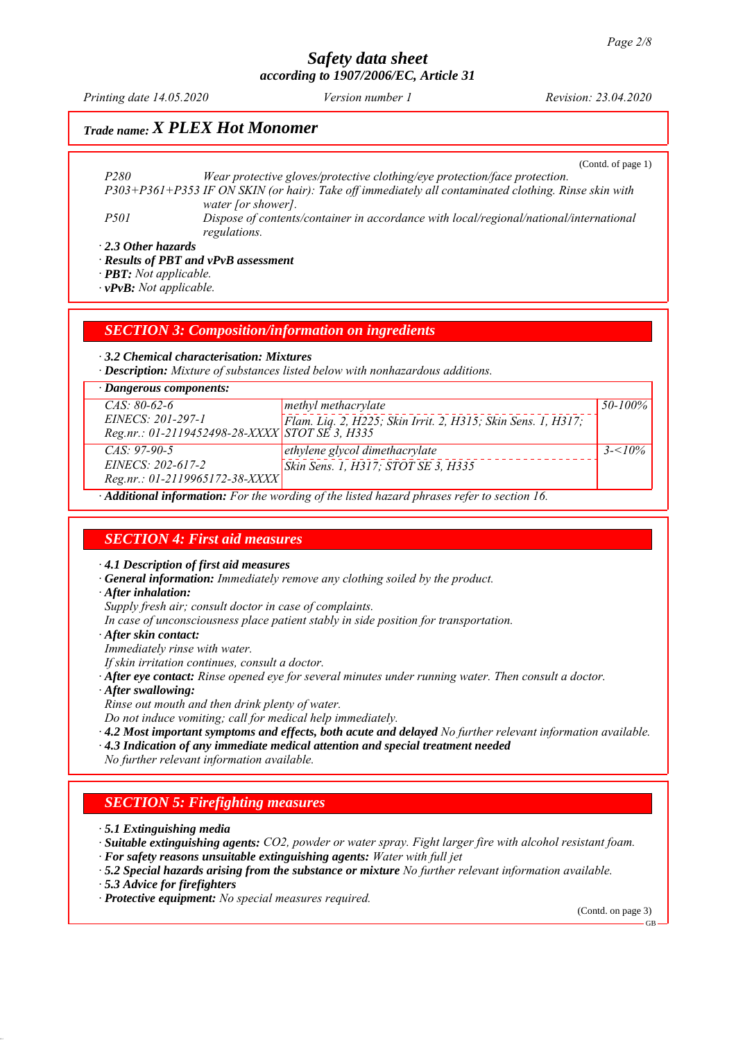## Trade name: X PLEX Hot Monomer

(Contd. of page 1)

| | |
|---|---|
| P280 | Wear protective gloves/protective clothing/eye protection/face protection. |
| P303+P361+P353 | IF ON SKIN (or hair): Take off immediately all contaminated clothing. Rinse skin with water [or shower]. |
| P501 | Dispose of contents/container in accordance with local/regional/national/international regulations. |

· **2.3 Other hazards**
· **Results of PBT and vPvB assessment**
· **PBT:** Not applicable.
· **vPvB:** Not applicable.

## SECTION 3: Composition/information on ingredients

· **3.2 Chemical characterisation: Mixtures**
· **Description:** Mixture of substances listed below with nonhazardous additions.

· **Dangerous components:**

| | | |
|---|---|---|
| CAS: 80-62-6<br>EINECS: 201-297-1<br>Reg.nr.: 01-2119452498-28-XXXX | methyl methacrylate<br>Flam. Liq. 2, H225; Skin Irrit. 2, H315; Skin Sens. 1, H317; STOT SE 3, H335 | 50-100% |
| CAS: 97-90-5<br>EINECS: 202-617-2<br>Reg.nr.: 01-2119965172-38-XXXX | ethylene glycol dimethacrylate<br>Skin Sens. 1, H317; STOT SE 3, H335 | 3-<10% |

· **Additional information:** For the wording of the listed hazard phrases refer to section 16.

## SECTION 4: First aid measures

· **4.1 Description of first aid measures**
· **General information:** Immediately remove any clothing soiled by the product.
· **After inhalation:**
Supply fresh air; consult doctor in case of complaints.
In case of unconsciousness place patient stably in side position for transportation.
· **After skin contact:**
Immediately rinse with water.
If skin irritation continues, consult a doctor.
· **After eye contact:** Rinse opened eye for several minutes under running water. Then consult a doctor.
· **After swallowing:**
Rinse out mouth and then drink plenty of water.
Do not induce vomiting; call for medical help immediately.
· **4.2 Most important symptoms and effects, both acute and delayed** No further relevant information available.
· **4.3 Indication of any immediate medical attention and special treatment needed**
No further relevant information available.

## SECTION 5: Firefighting measures

· **5.1 Extinguishing media**
· **Suitable extinguishing agents:** $CO_2$, powder or water spray. Fight larger fire with alcohol resistant foam.
· **For safety reasons unsuitable extinguishing agents:** Water with full jet
· **5.2 Special hazards arising from the substance or mixture** No further relevant information available.
· **5.3 Advice for firefighters**
· **Protective equipment:** No special measures required.

(Contd. on page 3)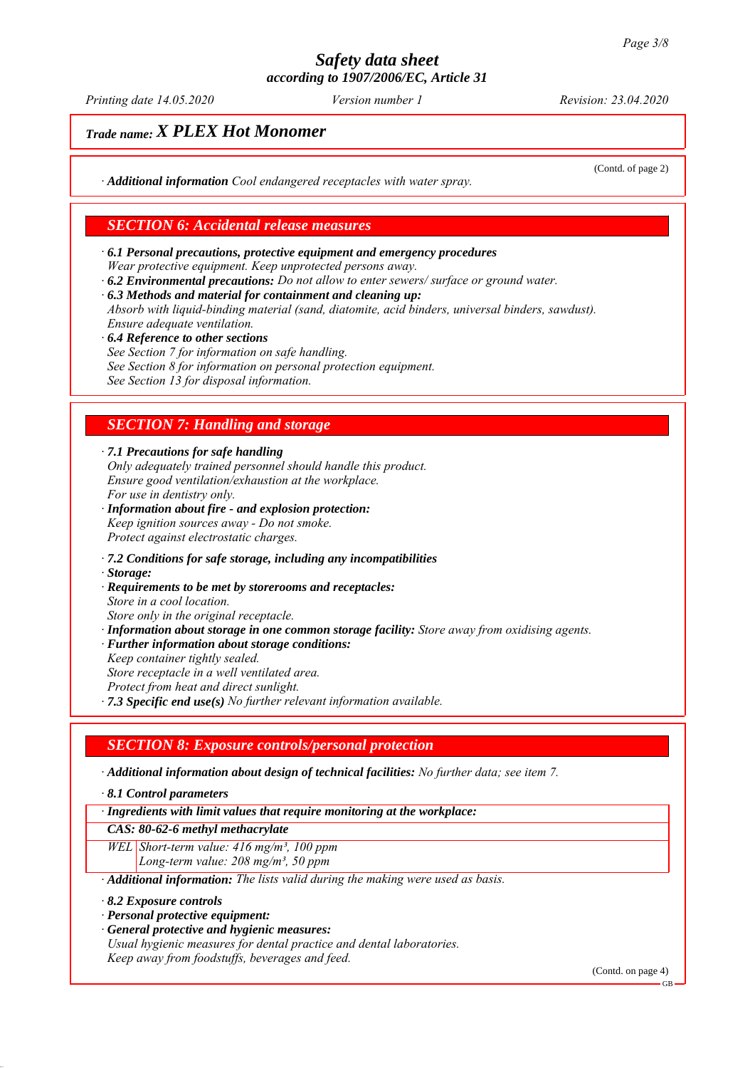*Trade name:* ***X PLEX Hot Monomer***

(Contd. of page 2)

· ***Additional information*** *Cool endangered receptacles with water spray.*

## *SECTION 6: Accidental release measures*

· ***6.1 Personal precautions, protective equipment and emergency procedures***
*Wear protective equipment. Keep unprotected persons away.*
· ***6.2 Environmental precautions:*** *Do not allow to enter sewers/ surface or ground water.*
· ***6.3 Methods and material for containment and cleaning up:***
*Absorb with liquid-binding material (sand, diatomite, acid binders, universal binders, sawdust).*
*Ensure adequate ventilation.*
· ***6.4 Reference to other sections***
*See Section 7 for information on safe handling.*
*See Section 8 for information on personal protection equipment.*
*See Section 13 for disposal information.*

## *SECTION 7: Handling and storage*

· ***7.1 Precautions for safe handling***
*Only adequately trained personnel should handle this product.*
*Ensure good ventilation/exhaustion at the workplace.*
*For use in dentistry only.*
· ***Information about fire - and explosion protection:***
*Keep ignition sources away - Do not smoke.*
*Protect against electrostatic charges.*

· ***7.2 Conditions for safe storage, including any incompatibilities***
· ***Storage:***
· ***Requirements to be met by storerooms and receptacles:***
*Store in a cool location.*
*Store only in the original receptacle.*
· ***Information about storage in one common storage facility:*** *Store away from oxidising agents.*
· ***Further information about storage conditions:***
*Keep container tightly sealed.*
*Store receptacle in a well ventilated area.*
*Protect from heat and direct sunlight.*
· ***7.3 Specific end use(s)*** *No further relevant information available.*

## *SECTION 8: Exposure controls/personal protection*

· ***Additional information about design of technical facilities:*** *No further data; see item 7.*

· ***8.1 Control parameters***

| · *Ingredients with limit values that require monitoring at the workplace:* | |
|---|---|
| ***CAS: 80-62-6 methyl methacrylate*** | |
| *WEL* | *Short-term value: 416 mg/m³, 100 ppm*<br>*Long-term value: 208 mg/m³, 50 ppm* |

· ***Additional information:*** *The lists valid during the making were used as basis.*

· ***8.2 Exposure controls***
· ***Personal protective equipment:***
· ***General protective and hygienic measures:***
*Usual hygienic measures for dental practice and dental laboratories.*
*Keep away from foodstuffs, beverages and feed.*

(Contd. on page 4)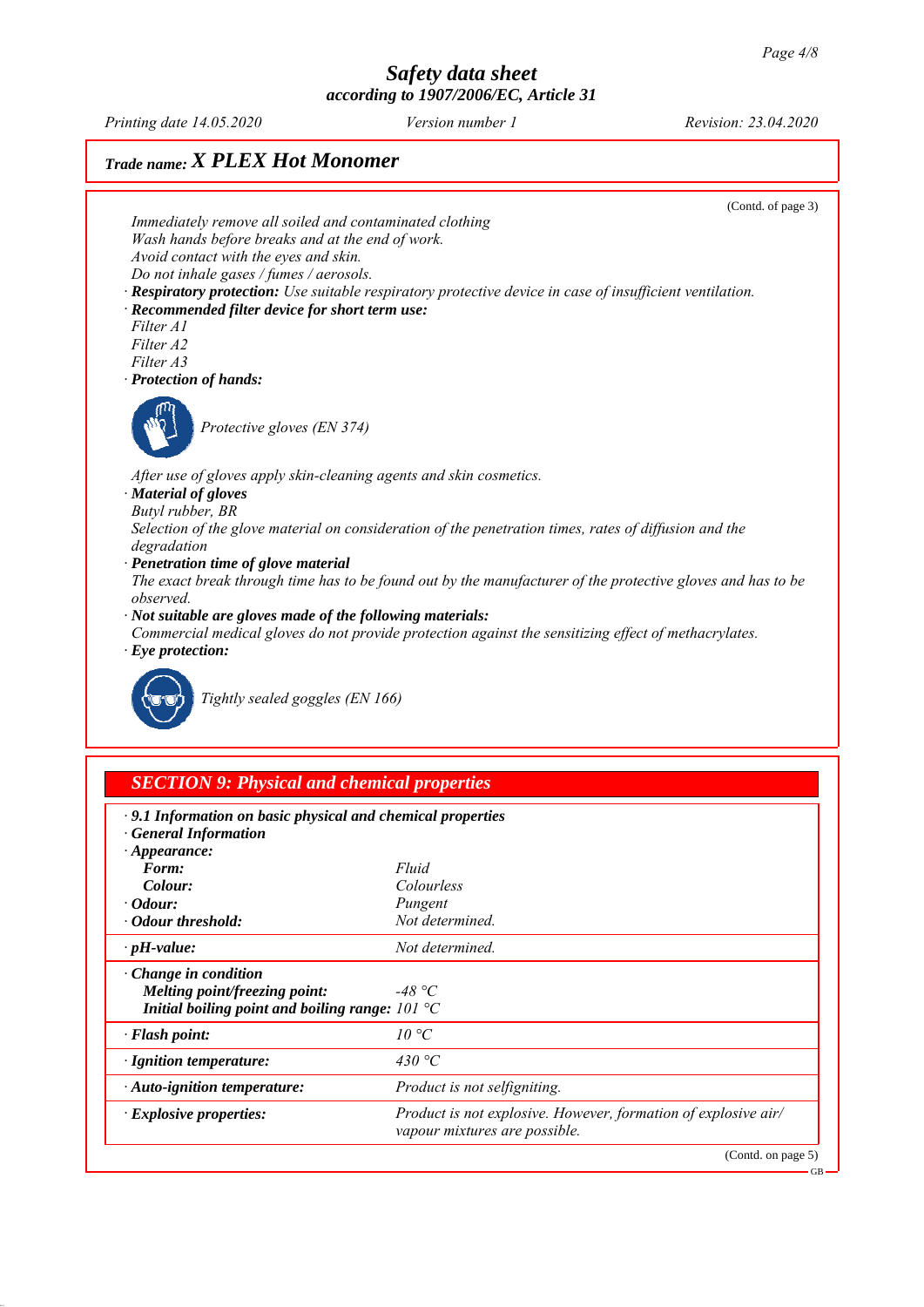## Trade name: X PLEX Hot Monomer

(Contd. of page 3)

Immediately remove all soiled and contaminated clothing
Wash hands before breaks and at the end of work.
Avoid contact with the eyes and skin.
Do not inhale gases / fumes / aerosols.

· **Respiratory protection:** Use suitable respiratory protective device in case of insufficient ventilation.
· **Recommended filter device for short term use:**
Filter A1
Filter A2
Filter A3
· **Protection of hands:**

Protective gloves (EN 374)

After use of gloves apply skin-cleaning agents and skin cosmetics.
· **Material of gloves**
Butyl rubber, BR
Selection of the glove material on consideration of the penetration times, rates of diffusion and the degradation
· **Penetration time of glove material**
The exact break through time has to be found out by the manufacturer of the protective gloves and has to be observed.
· **Not suitable are gloves made of the following materials:**
Commercial medical gloves do not provide protection against the sensitizing effect of methacrylates.
· **Eye protection:**

Tightly sealed goggles (EN 166)

## SECTION 9: Physical and chemical properties

| | |
|---|---|
| · **9.1 Information on basic physical and chemical properties** | |
| · **General Information** | |
| · **Appearance:** | |
| **Form:** | Fluid |
| **Colour:** | Colourless |
| · **Odour:** | Pungent |
| · **Odour threshold:** | Not determined. |
| · **pH-value:** | Not determined. |
| · **Change in condition** | |
| **Melting point/freezing point:** | -48 °C |
| **Initial boiling point and boiling range:** | 101 °C |
| · **Flash point:** | 10 °C |
| · **Ignition temperature:** | 430 °C |
| · **Auto-ignition temperature:** | Product is not selfigniting. |
| · **Explosive properties:** | Product is not explosive. However, formation of explosive air/ vapour mixtures are possible. |

(Contd. on page 5)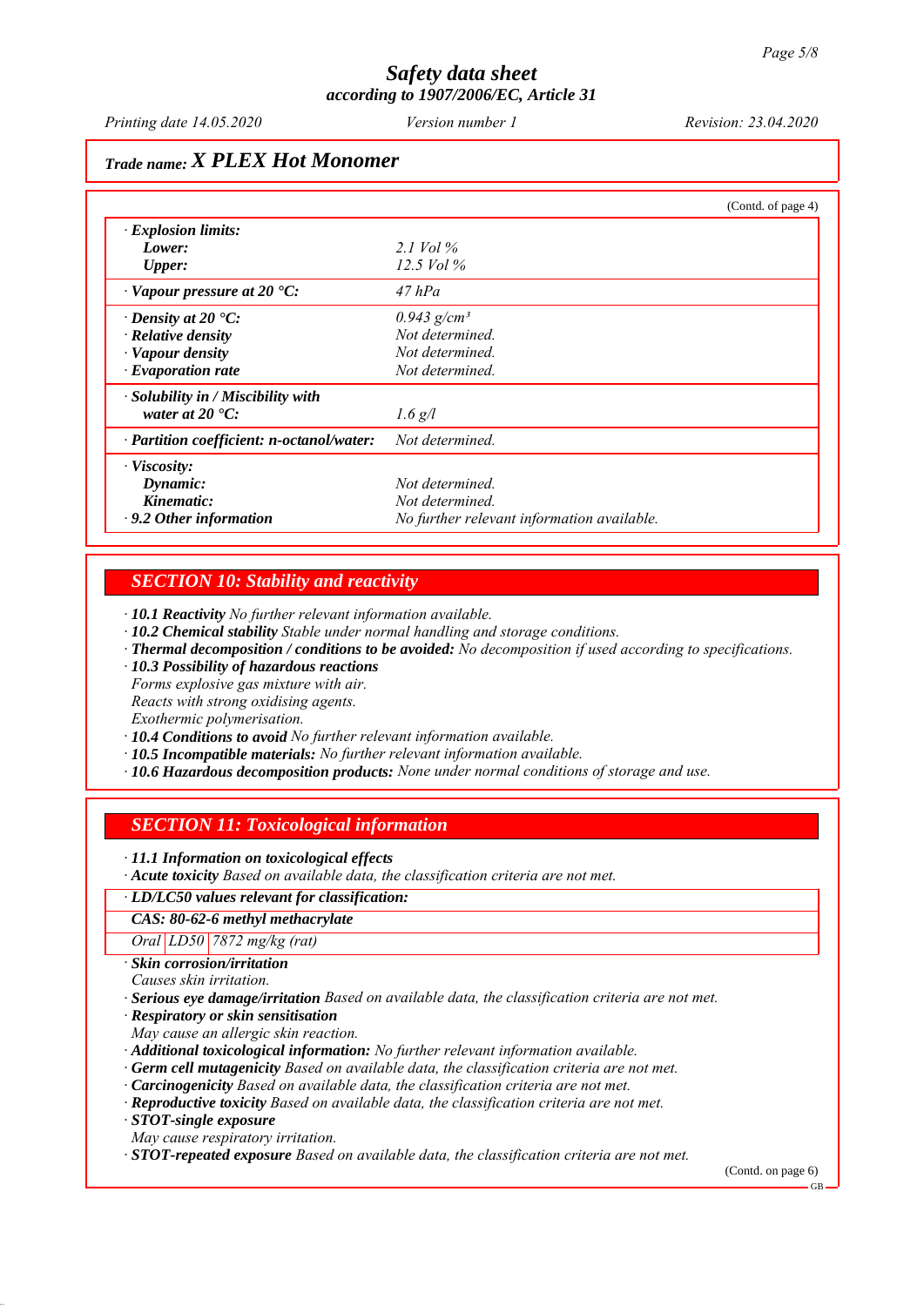**Trade name: X PLEX Hot Monomer**

(Contd. of page 4)

| | |
|---|---|
| · **Explosion limits:** | |
| **Lower:** | 2.1 Vol % |
| **Upper:** | 12.5 Vol % |
| · **Vapour pressure at 20 °C:** | 47 hPa |
| · **Density at 20 °C:** | 0.943 g/cm³ |
| · **Relative density** | Not determined. |
| · **Vapour density** | Not determined. |
| · **Evaporation rate** | Not determined. |
| · **Solubility in / Miscibility with water at 20 °C:** | 1.6 g/l |
| · **Partition coefficient: n-octanol/water:** | Not determined. |
| · **Viscosity:** | |
| **Dynamic:** | Not determined. |
| **Kinematic:** | Not determined. |
| · **9.2 Other information** | No further relevant information available. |

## SECTION 10: Stability and reactivity

· **10.1 Reactivity** No further relevant information available.
· **10.2 Chemical stability** Stable under normal handling and storage conditions.
· **Thermal decomposition / conditions to be avoided:** No decomposition if used according to specifications.
· **10.3 Possibility of hazardous reactions**
Forms explosive gas mixture with air.
Reacts with strong oxidising agents.
Exothermic polymerisation.
· **10.4 Conditions to avoid** No further relevant information available.
· **10.5 Incompatible materials:** No further relevant information available.
· **10.6 Hazardous decomposition products:** None under normal conditions of storage and use.

## SECTION 11: Toxicological information

· **11.1 Information on toxicological effects**
· **Acute toxicity** Based on available data, the classification criteria are not met.

| · **LD/LC50 values relevant for classification:** | | |
|---|---|---|
| **CAS: 80-62-6 methyl methacrylate** | | |
| Oral | LD50 | 7872 mg/kg (rat) |

· **Skin corrosion/irritation**
Causes skin irritation.
· **Serious eye damage/irritation** Based on available data, the classification criteria are not met.
· **Respiratory or skin sensitisation**
May cause an allergic skin reaction.
· **Additional toxicological information:** No further relevant information available.
· **Germ cell mutagenicity** Based on available data, the classification criteria are not met.
· **Carcinogenicity** Based on available data, the classification criteria are not met.
· **Reproductive toxicity** Based on available data, the classification criteria are not met.
· **STOT-single exposure**
May cause respiratory irritation.
· **STOT-repeated exposure** Based on available data, the classification criteria are not met.

(Contd. on page 6)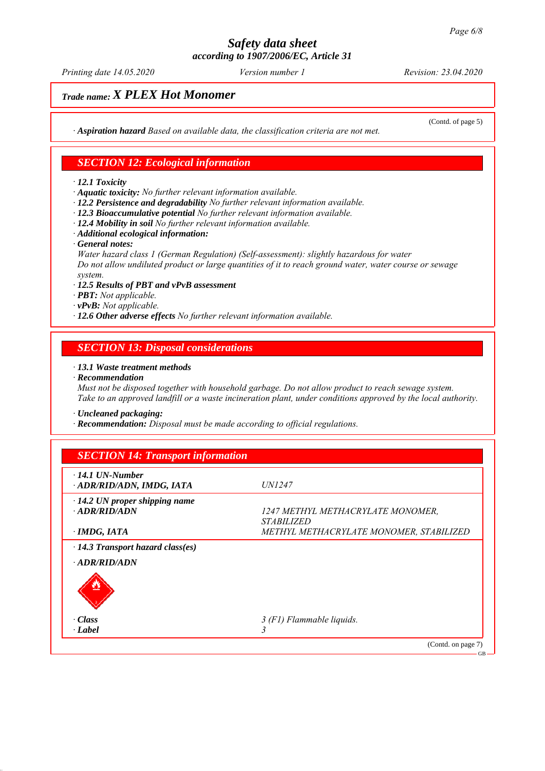## Safety data sheet
**according to 1907/2006/EC, Article 31**

*Printing date 14.05.2020* *Version number 1* *Revision: 23.04.2020*

### Trade name: X PLEX Hot Monomer

(Contd. of page 5)

· **Aspiration hazard** *Based on available data, the classification criteria are not met.*

## SECTION 12: Ecological information

· **12.1 Toxicity**
· **Aquatic toxicity:** *No further relevant information available.*
· **12.2 Persistence and degradability** *No further relevant information available.*
· **12.3 Bioaccumulative potential** *No further relevant information available.*
· **12.4 Mobility in soil** *No further relevant information available.*
· **Additional ecological information:**
· **General notes:**
*Water hazard class 1 (German Regulation) (Self-assessment): slightly hazardous for water*
*Do not allow undiluted product or large quantities of it to reach ground water, water course or sewage system.*
· **12.5 Results of PBT and vPvB assessment**
· **PBT:** *Not applicable.*
· **vPvB:** *Not applicable.*
· **12.6 Other adverse effects** *No further relevant information available.*

## SECTION 13: Disposal considerations

· **13.1 Waste treatment methods**
· **Recommendation**
*Must not be disposed together with household garbage. Do not allow product to reach sewage system.*
*Take to an approved landfill or a waste incineration plant, under conditions approved by the local authority.*

· **Uncleaned packaging:**
· **Recommendation:** *Disposal must be made according to official regulations.*

## SECTION 14: Transport information

| | |
|---|---|
| · **14.1 UN-Number** | |
| · **ADR/RID/ADN, IMDG, IATA** | *UN1247* |
| · **14.2 UN proper shipping name** | |
| · **ADR/RID/ADN** | *1247 METHYL METHACRYLATE MONOMER, STABILIZED* |
| · **IMDG, IATA** | *METHYL METHACRYLATE MONOMER, STABILIZED* |
| · **14.3 Transport hazard class(es)** | |
| · **ADR/RID/ADN** | |
| · **Class** | *3 (F1) Flammable liquids.* |
| · **Label** | *3* |

(Contd. on page 7)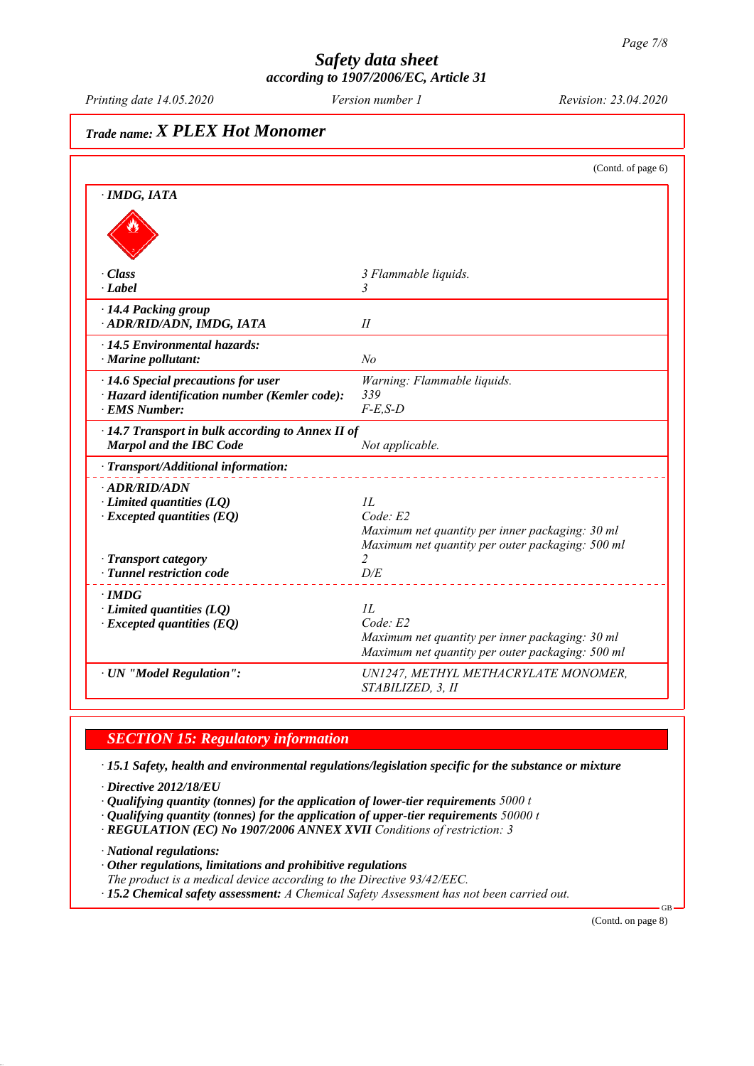# Safety data sheet
## according to 1907/2006/EC, Article 31

Printing date 14.05.2020 | Version number 1 | Revision: 23.04.2020

## Trade name: X PLEX Hot Monomer

(Contd. of page 6)

· **IMDG, IATA**

| | |
|---|---|
| · **Class** | 3 Flammable liquids. |
| · **Label** | 3 |
| · **14.4 Packing group** | |
| · **ADR/RID/ADN, IMDG, IATA** | II |
| · **14.5 Environmental hazards:** | |
| · **Marine pollutant:** | No |
| · **14.6 Special precautions for user** | Warning: Flammable liquids. |
| · **Hazard identification number (Kemler code):** | 339 |
| · **EMS Number:** | F-E,S-D |
| · **14.7 Transport in bulk according to Annex II of Marpol and the IBC Code** | Not applicable. |
| · **Transport/Additional information:** | |
| · **ADR/RID/ADN** | |
| · **Limited quantities (LQ)** | 1L |
| · **Excepted quantities (EQ)** | Code: E2<br>Maximum net quantity per inner packaging: 30 ml<br>Maximum net quantity per outer packaging: 500 ml |
| · **Transport category** | 2 |
| · **Tunnel restriction code** | D/E |
| · **IMDG** | |
| · **Limited quantities (LQ)** | 1L |
| · **Excepted quantities (EQ)** | Code: E2<br>Maximum net quantity per inner packaging: 30 ml<br>Maximum net quantity per outer packaging: 500 ml |
| · **UN "Model Regulation":** | UN1247, METHYL METHACRYLATE MONOMER, STABILIZED, 3, II |

## SECTION 15: Regulatory information

· **15.1 Safety, health and environmental regulations/legislation specific for the substance or mixture**

· **Directive 2012/18/EU**
· **Qualifying quantity (tonnes) for the application of lower-tier requirements** 5000 t
· **Qualifying quantity (tonnes) for the application of upper-tier requirements** 50000 t
· **REGULATION (EC) No 1907/2006 ANNEX XVII** Conditions of restriction: 3

· **National regulations:**
· **Other regulations, limitations and prohibitive regulations**
The product is a medical device according to the Directive 93/42/EEC.
· **15.2 Chemical safety assessment:** A Chemical Safety Assessment has not been carried out.

(Contd. on page 8)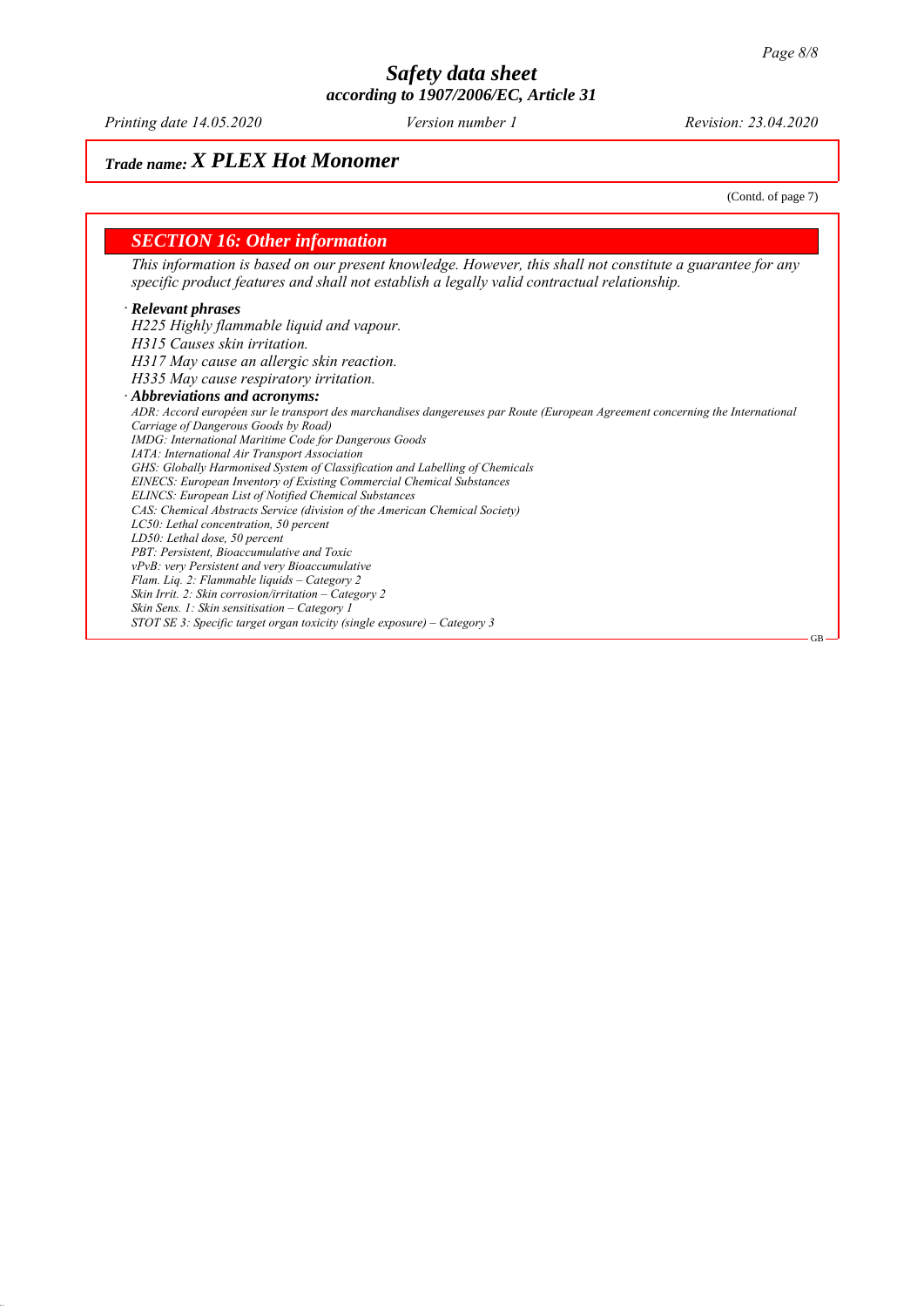## Trade name: X PLEX Hot Monomer

(Contd. of page 7)

## SECTION 16: Other information

*This information is based on our present knowledge. However, this shall not constitute a guarantee for any specific product features and shall not establish a legally valid contractual relationship.*

· **Relevant phrases**

H225 Highly flammable liquid and vapour.
H315 Causes skin irritation.
H317 May cause an allergic skin reaction.
H335 May cause respiratory irritation.

· **Abbreviations and acronyms:**

ADR: Accord européen sur le transport des marchandises dangereuses par Route (European Agreement concerning the International Carriage of Dangerous Goods by Road)
IMDG: International Maritime Code for Dangerous Goods
IATA: International Air Transport Association
GHS: Globally Harmonised System of Classification and Labelling of Chemicals
EINECS: European Inventory of Existing Commercial Chemical Substances
ELINCS: European List of Notified Chemical Substances
CAS: Chemical Abstracts Service (division of the American Chemical Society)
LC50: Lethal concentration, 50 percent
LD50: Lethal dose, 50 percent
PBT: Persistent, Bioaccumulative and Toxic
vPvB: very Persistent and very Bioaccumulative
Flam. Liq. 2: Flammable liquids – Category 2
Skin Irrit. 2: Skin corrosion/irritation – Category 2
Skin Sens. 1: Skin sensitisation – Category 1
STOT SE 3: Specific target organ toxicity (single exposure) – Category 3